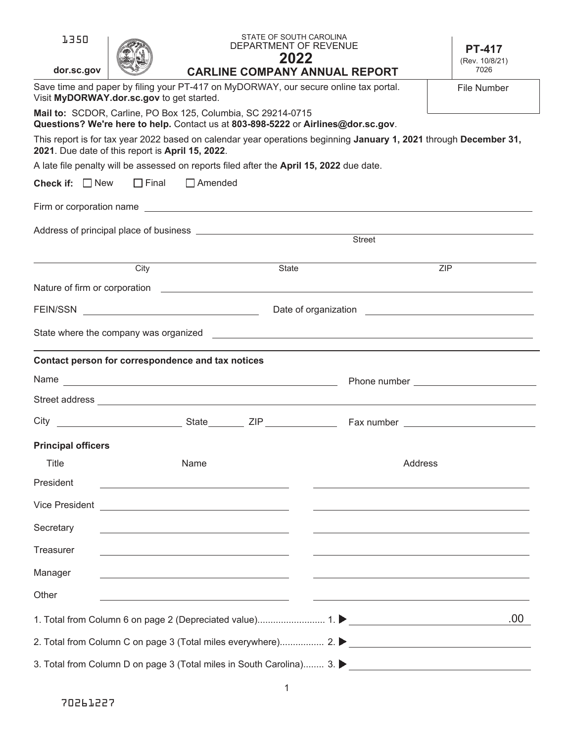1350

dor.sc.gov

STATE OF SOUTH CAROLINA
DEPARTMENT OF REVENUE

# 2022
# CARLINE COMPANY ANNUAL REPORT

**PT-417**
(Rev. 10/8/21)
7026

File Number

Save time and paper by filing your PT-417 on MyDORWAY, our secure online tax portal. Visit **MyDORWAY.dor.sc.gov** to get started.

**Mail to:** SCDOR, Carline, PO Box 125, Columbia, SC 29214-0715
**Questions? We're here to help.** Contact us at **803-898-5222** or **Airlines@dor.sc.gov**.

This report is for tax year 2022 based on calendar year operations beginning **January 1, 2021** through **December 31, 2021**. Due date of this report is **April 15, 2022**.

A late file penalty will be assessed on reports filed after the **April 15, 2022** due date.

**Check if:** ☐ New ☐ Final ☐ Amended

Firm or corporation name ______________________________

Address of principal place of business ______________________________
Street

______________________________
City State ZIP

Nature of firm or corporation ______________________________

FEIN/SSN ______________ Date of organization ______________

State where the company was organized ______________________________

**Contact person for correspondence and tax notices**

Name ______________________________ Phone number ______________

Street address ______________________________

City ______________ State ______ ZIP ______________ Fax number ______________

**Principal officers**

| Title | Name | Address |
|---|---|---|
| President | | |
| Vice President | | |
| Secretary | | |
| Treasurer | | |
| Manager | | |
| Other | | |

1. Total from Column 6 on page 2 (Depreciated value).......................... 1. ▶ ______________ .00

2. Total from Column C on page 3 (Total miles everywhere)................. 2. ▶ ______________

3. Total from Column D on page 3 (Total miles in South Carolina)........ 3. ▶ ______________

70261227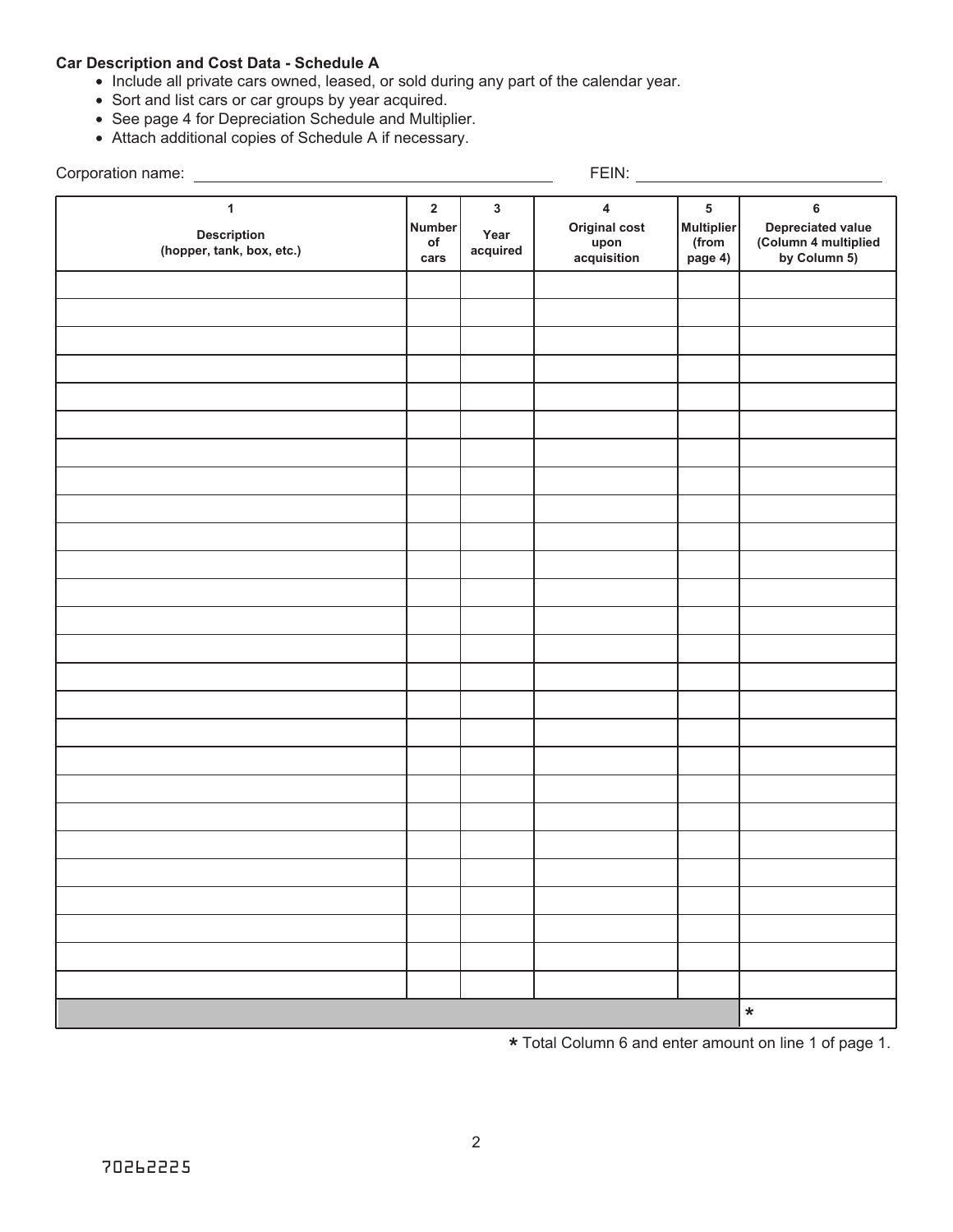**Car Description and Cost Data - Schedule A**

- Include all private cars owned, leased, or sold during any part of the calendar year.
- Sort and list cars or car groups by year acquired.
- See page 4 for Depreciation Schedule and Multiplier.
- Attach additional copies of Schedule A if necessary.

Corporation name: ______________________________ FEIN: ______________________

| 1<br>Description<br>(hopper, tank, box, etc.) | 2<br>Number of cars | 3<br>Year acquired | 4<br>Original cost upon acquisition | 5<br>Multiplier (from page 4) | 6<br>Depreciated value (Column 4 multiplied by Column 5) |
|---|---|---|---|---|---|
| | | | | | |
| | | | | | |
| | | | | | |
| | | | | | |
| | | | | | |
| | | | | | |
| | | | | | |
| | | | | | |
| | | | | | |
| | | | | | |
| | | | | | |
| | | | | | |
| | | | | | |
| | | | | | |
| | | | | | |
| | | | | | |
| | | | | | |
| | | | | | |
| | | | | | |
| | | | | | |
| | | | | | |
| | | | | | |
| | | | | | |
| | | | | | |
| | | | | | |
| | | | | | |
| | | | | | * |

* Total Column 6 and enter amount on line 1 of page 1.

70262225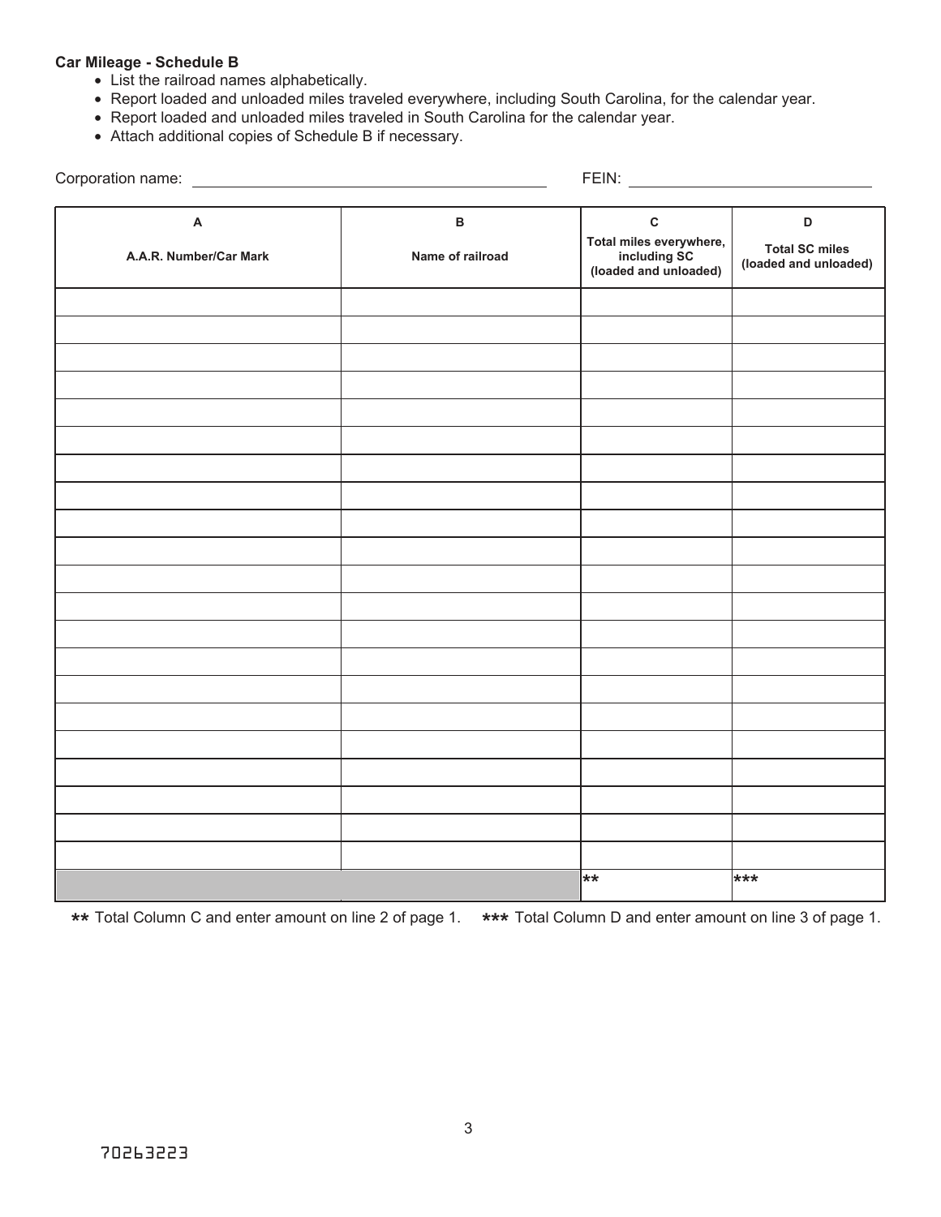**Car Mileage - Schedule B**

- List the railroad names alphabetically.
- Report loaded and unloaded miles traveled everywhere, including South Carolina, for the calendar year.
- Report loaded and unloaded miles traveled in South Carolina for the calendar year.
- Attach additional copies of Schedule B if necessary.

Corporation name: ______________________________ FEIN: ______________________

| A<br>A.A.R. Number/Car Mark | B<br>Name of railroad | C<br>Total miles everywhere, including SC (loaded and unloaded) | D<br>Total SC miles (loaded and unloaded) |
|---|---|---|---|
| | | | |
| | | | |
| | | | |
| | | | |
| | | | |
| | | | |
| | | | |
| | | | |
| | | | |
| | | | |
| | | | |
| | | | |
| | | | |
| | | | |
| | | | |
| | | | |
| | | | |
| | | | |
| | | | |
| | | | |
| | | | |
| | | ** | *** |

** Total Column C and enter amount on line 2 of page 1. *** Total Column D and enter amount on line 3 of page 1.

70263223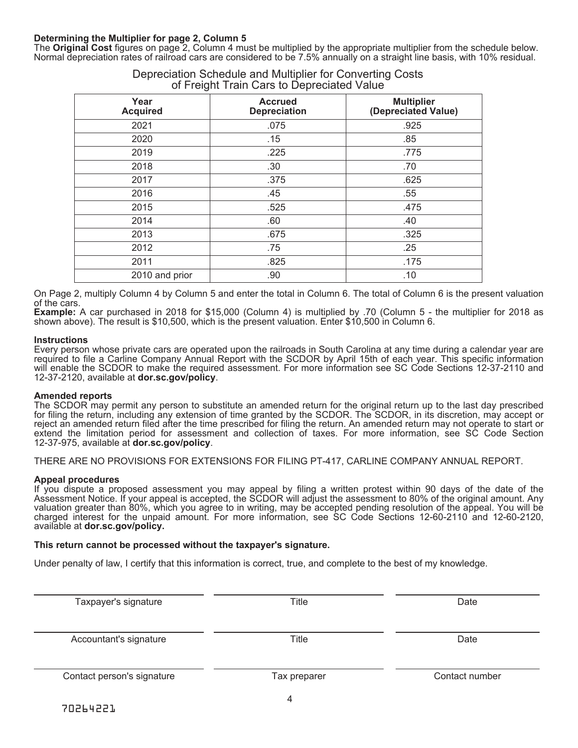**Determining the Multiplier for page 2, Column 5**

The **Original Cost** figures on page 2, Column 4 must be multiplied by the appropriate multiplier from the schedule below. Normal depreciation rates of railroad cars are considered to be 7.5% annually on a straight line basis, with 10% residual.

Depreciation Schedule and Multiplier for Converting Costs of Freight Train Cars to Depreciated Value

| Year Acquired | Accrued Depreciation | Multiplier (Depreciated Value) |
|---|---|---|
| 2021 | .075 | .925 |
| 2020 | .15 | .85 |
| 2019 | .225 | .775 |
| 2018 | .30 | .70 |
| 2017 | .375 | .625 |
| 2016 | .45 | .55 |
| 2015 | .525 | .475 |
| 2014 | .60 | .40 |
| 2013 | .675 | .325 |
| 2012 | .75 | .25 |
| 2011 | .825 | .175 |
| 2010 and prior | .90 | .10 |

On Page 2, multiply Column 4 by Column 5 and enter the total in Column 6. The total of Column 6 is the present valuation of the cars.

**Example:** A car purchased in 2018 for $15,000 (Column 4) is multiplied by .70 (Column 5 - the multiplier for 2018 as shown above). The result is $10,500, which is the present valuation. Enter $10,500 in Column 6.

**Instructions**

Every person whose private cars are operated upon the railroads in South Carolina at any time during a calendar year are required to file a Carline Company Annual Report with the SCDOR by April 15th of each year. This specific information will enable the SCDOR to make the required assessment. For more information see SC Code Sections 12-37-2110 and 12-37-2120, available at **dor.sc.gov/policy**.

**Amended reports**

The SCDOR may permit any person to substitute an amended return for the original return up to the last day prescribed for filing the return, including any extension of time granted by the SCDOR. The SCDOR, in its discretion, may accept or reject an amended return filed after the time prescribed for filing the return. An amended return may not operate to start or extend the limitation period for assessment and collection of taxes. For more information, see SC Code Section 12-37-975, available at **dor.sc.gov/policy**.

THERE ARE NO PROVISIONS FOR EXTENSIONS FOR FILING PT-417, CARLINE COMPANY ANNUAL REPORT.

**Appeal procedures**

If you dispute a proposed assessment you may appeal by filing a written protest within 90 days of the date of the Assessment Notice. If your appeal is accepted, the SCDOR will adjust the assessment to 80% of the original amount. Any valuation greater than 80%, which you agree to in writing, may be accepted pending resolution of the appeal. You will be charged interest for the unpaid amount. For more information, see SC Code Sections 12-60-2110 and 12-60-2120, available at **dor.sc.gov/policy.**

**This return cannot be processed without the taxpayer's signature.**

Under penalty of law, I certify that this information is correct, true, and complete to the best of my knowledge.

| | | |
|---|---|---|
| Taxpayer's signature | Title | Date |
| Accountant's signature | Title | Date |
| Contact person's signature | Tax preparer | Contact number |

70264221